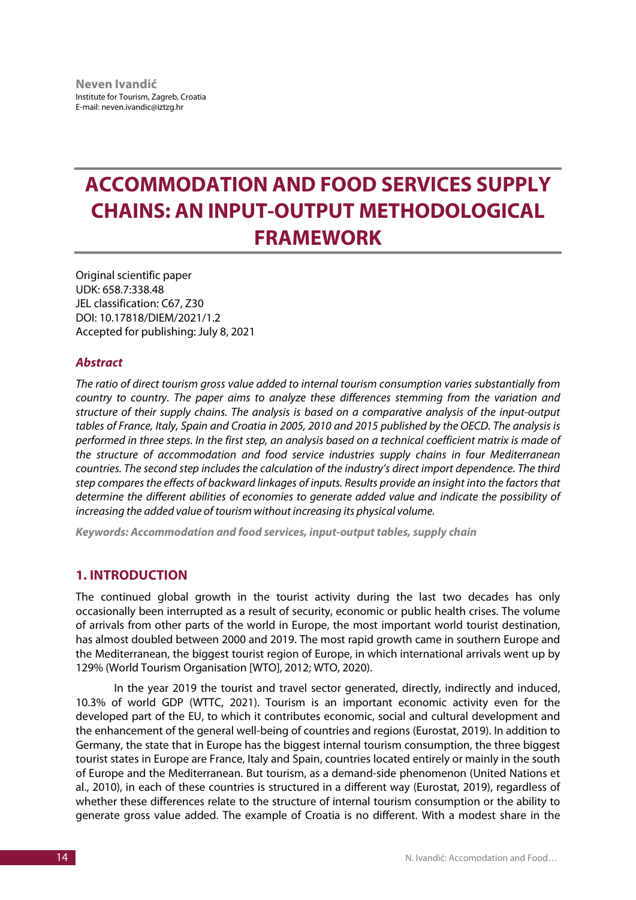**Neven Ivandić**
Institute for Tourism, Zagreb, Croatia
E-mail: neven.ivandic@iztzg.hr

# ACCOMMODATION AND FOOD SERVICES SUPPLY CHAINS: AN INPUT-OUTPUT METHODOLOGICAL FRAMEWORK

Original scientific paper
UDK: 658.7:338.48
JEL classification: C67, Z30
DOI: 10.17818/DIEM/2021/1.2
Accepted for publishing: July 8, 2021

### *Abstract*

*The ratio of direct tourism gross value added to internal tourism consumption varies substantially from country to country. The paper aims to analyze these differences stemming from the variation and structure of their supply chains. The analysis is based on a comparative analysis of the input-output tables of France, Italy, Spain and Croatia in 2005, 2010 and 2015 published by the OECD. The analysis is performed in three steps. In the first step, an analysis based on a technical coefficient matrix is made of the structure of accommodation and food service industries supply chains in four Mediterranean countries. The second step includes the calculation of the industry's direct import dependence. The third step compares the effects of backward linkages of inputs. Results provide an insight into the factors that determine the different abilities of economies to generate added value and indicate the possibility of increasing the added value of tourism without increasing its physical volume.*

***Keywords: Accommodation and food services, input-output tables, supply chain***

## 1. INTRODUCTION

The continued global growth in the tourist activity during the last two decades has only occasionally been interrupted as a result of security, economic or public health crises. The volume of arrivals from other parts of the world in Europe, the most important world tourist destination, has almost doubled between 2000 and 2019. The most rapid growth came in southern Europe and the Mediterranean, the biggest tourist region of Europe, in which international arrivals went up by 129% (World Tourism Organisation [WTO], 2012; WTO, 2020).

In the year 2019 the tourist and travel sector generated, directly, indirectly and induced, 10.3% of world GDP (WTTC, 2021). Tourism is an important economic activity even for the developed part of the EU, to which it contributes economic, social and cultural development and the enhancement of the general well-being of countries and regions (Eurostat, 2019). In addition to Germany, the state that in Europe has the biggest internal tourism consumption, the three biggest tourist states in Europe are France, Italy and Spain, countries located entirely or mainly in the south of Europe and the Mediterranean. But tourism, as a demand-side phenomenon (United Nations et al., 2010), in each of these countries is structured in a different way (Eurostat, 2019), regardless of whether these differences relate to the structure of internal tourism consumption or the ability to generate gross value added. The example of Croatia is no different. With a modest share in the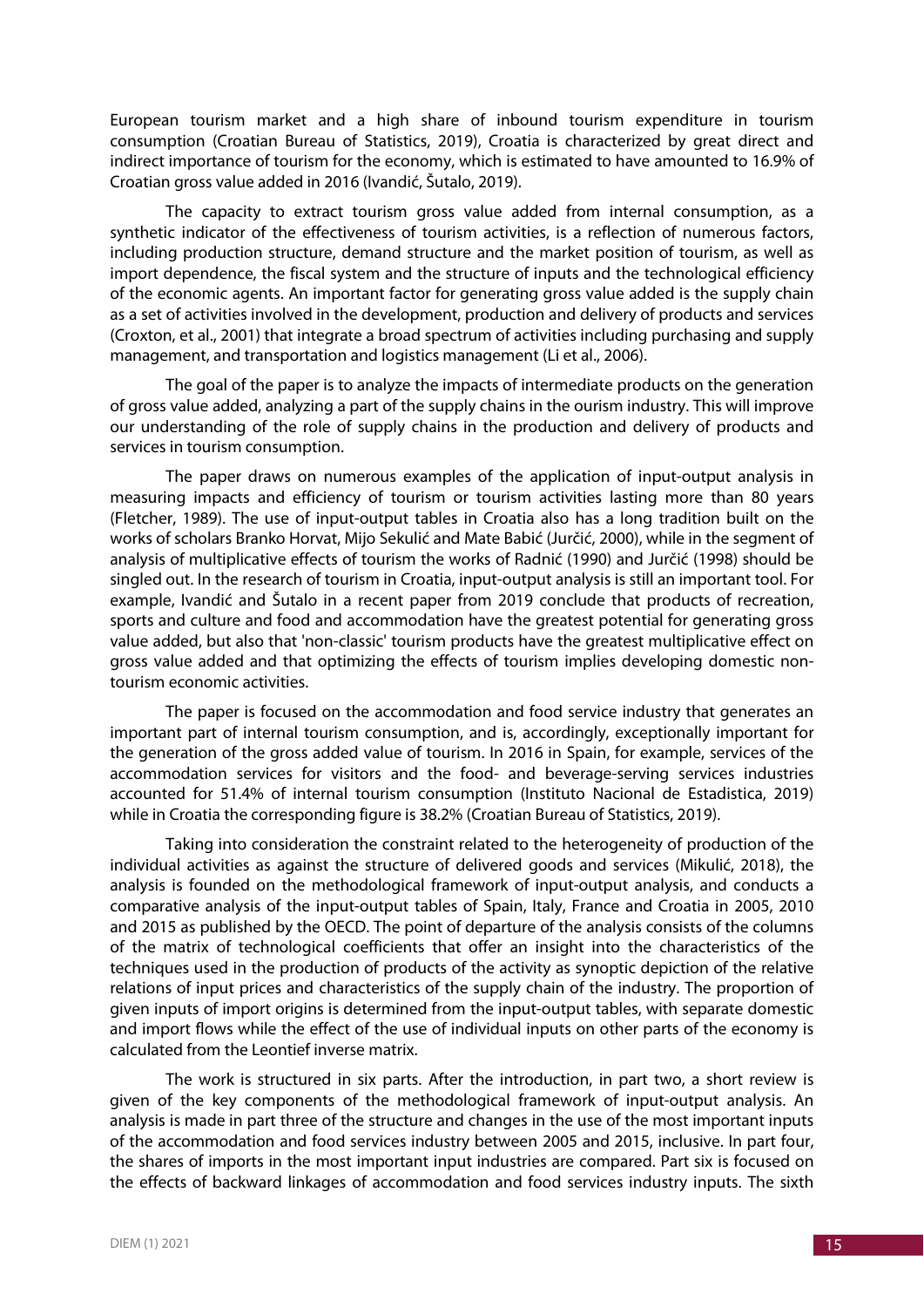European tourism market and a high share of inbound tourism expenditure in tourism consumption (Croatian Bureau of Statistics, 2019), Croatia is characterized by great direct and indirect importance of tourism for the economy, which is estimated to have amounted to 16.9% of Croatian gross value added in 2016 (Ivandić, Šutalo, 2019).

The capacity to extract tourism gross value added from internal consumption, as a synthetic indicator of the effectiveness of tourism activities, is a reflection of numerous factors, including production structure, demand structure and the market position of tourism, as well as import dependence, the fiscal system and the structure of inputs and the technological efficiency of the economic agents. An important factor for generating gross value added is the supply chain as a set of activities involved in the development, production and delivery of products and services (Croxton, et al., 2001) that integrate a broad spectrum of activities including purchasing and supply management, and transportation and logistics management (Li et al., 2006).

The goal of the paper is to analyze the impacts of intermediate products on the generation of gross value added, analyzing a part of the supply chains in the ourism industry. This will improve our understanding of the role of supply chains in the production and delivery of products and services in tourism consumption.

The paper draws on numerous examples of the application of input-output analysis in measuring impacts and efficiency of tourism or tourism activities lasting more than 80 years (Fletcher, 1989). The use of input-output tables in Croatia also has a long tradition built on the works of scholars Branko Horvat, Mijo Sekulić and Mate Babić (Jurčić, 2000), while in the segment of analysis of multiplicative effects of tourism the works of Radnić (1990) and Jurčić (1998) should be singled out. In the research of tourism in Croatia, input-output analysis is still an important tool. For example, Ivandić and Šutalo in a recent paper from 2019 conclude that products of recreation, sports and culture and food and accommodation have the greatest potential for generating gross value added, but also that 'non-classic' tourism products have the greatest multiplicative effect on gross value added and that optimizing the effects of tourism implies developing domestic non-tourism economic activities.

The paper is focused on the accommodation and food service industry that generates an important part of internal tourism consumption, and is, accordingly, exceptionally important for the generation of the gross added value of tourism. In 2016 in Spain, for example, services of the accommodation services for visitors and the food- and beverage-serving services industries accounted for 51.4% of internal tourism consumption (Instituto Nacional de Estadistica, 2019) while in Croatia the corresponding figure is 38.2% (Croatian Bureau of Statistics, 2019).

Taking into consideration the constraint related to the heterogeneity of production of the individual activities as against the structure of delivered goods and services (Mikulić, 2018), the analysis is founded on the methodological framework of input-output analysis, and conducts a comparative analysis of the input-output tables of Spain, Italy, France and Croatia in 2005, 2010 and 2015 as published by the OECD. The point of departure of the analysis consists of the columns of the matrix of technological coefficients that offer an insight into the characteristics of the techniques used in the production of products of the activity as synoptic depiction of the relative relations of input prices and characteristics of the supply chain of the industry. The proportion of given inputs of import origins is determined from the input-output tables, with separate domestic and import flows while the effect of the use of individual inputs on other parts of the economy is calculated from the Leontief inverse matrix.

The work is structured in six parts. After the introduction, in part two, a short review is given of the key components of the methodological framework of input-output analysis. An analysis is made in part three of the structure and changes in the use of the most important inputs of the accommodation and food services industry between 2005 and 2015, inclusive. In part four, the shares of imports in the most important input industries are compared. Part six is focused on the effects of backward linkages of accommodation and food services industry inputs. The sixth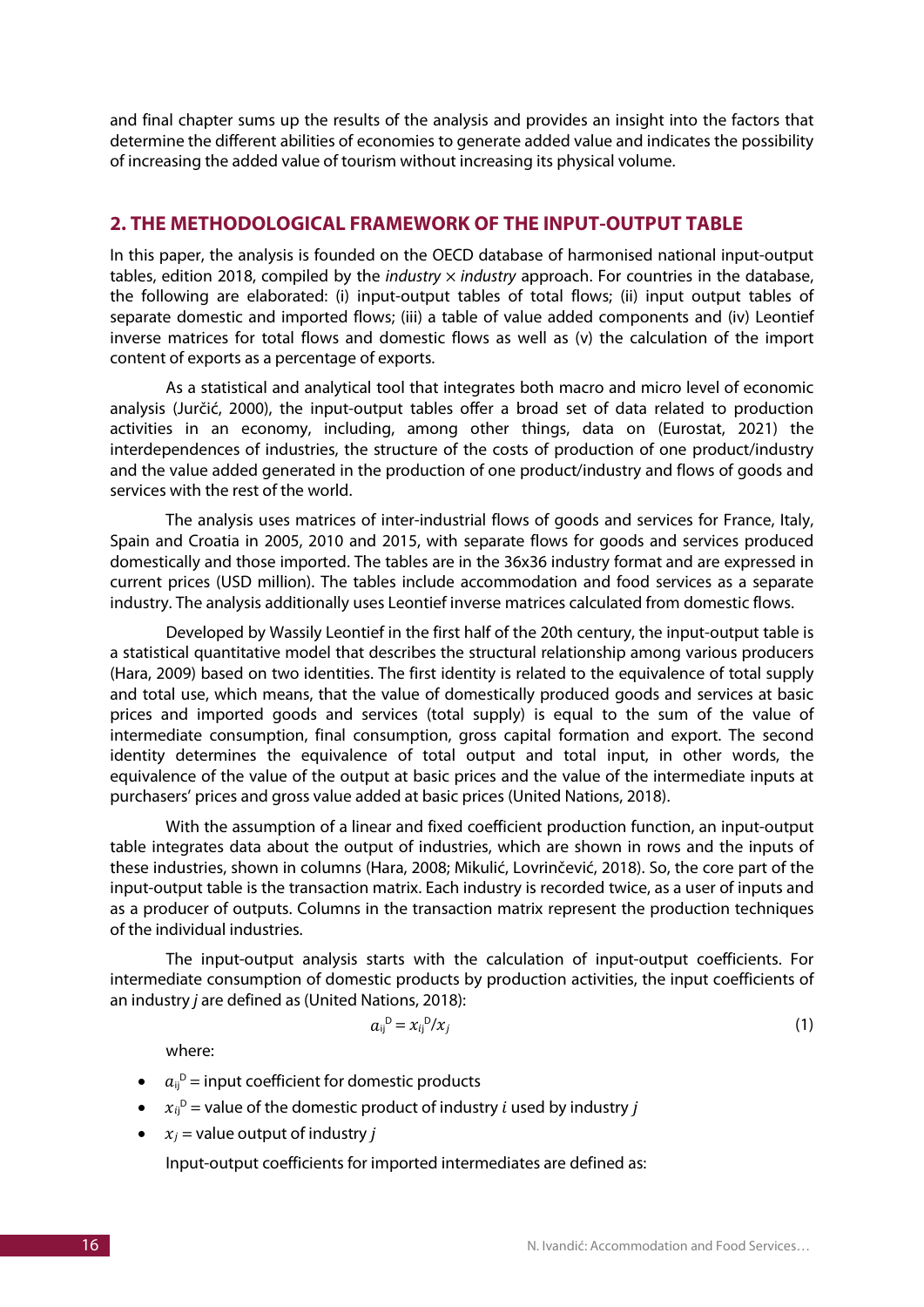and final chapter sums up the results of the analysis and provides an insight into the factors that determine the different abilities of economies to generate added value and indicates the possibility of increasing the added value of tourism without increasing its physical volume.

## 2. THE METHODOLOGICAL FRAMEWORK OF THE INPUT-OUTPUT TABLE

In this paper, the analysis is founded on the OECD database of harmonised national input-output tables, edition 2018, compiled by the *industry × industry* approach. For countries in the database, the following are elaborated: (i) input-output tables of total flows; (ii) input output tables of separate domestic and imported flows; (iii) a table of value added components and (iv) Leontief inverse matrices for total flows and domestic flows as well as (v) the calculation of the import content of exports as a percentage of exports.

As a statistical and analytical tool that integrates both macro and micro level of economic analysis (Jurčić, 2000), the input-output tables offer a broad set of data related to production activities in an economy, including, among other things, data on (Eurostat, 2021) the interdependences of industries, the structure of the costs of production of one product/industry and the value added generated in the production of one product/industry and flows of goods and services with the rest of the world.

The analysis uses matrices of inter-industrial flows of goods and services for France, Italy, Spain and Croatia in 2005, 2010 and 2015, with separate flows for goods and services produced domestically and those imported. The tables are in the 36x36 industry format and are expressed in current prices (USD million). The tables include accommodation and food services as a separate industry. The analysis additionally uses Leontief inverse matrices calculated from domestic flows.

Developed by Wassily Leontief in the first half of the 20th century, the input-output table is a statistical quantitative model that describes the structural relationship among various producers (Hara, 2009) based on two identities. The first identity is related to the equivalence of total supply and total use, which means, that the value of domestically produced goods and services at basic prices and imported goods and services (total supply) is equal to the sum of the value of intermediate consumption, final consumption, gross capital formation and export. The second identity determines the equivalence of total output and total input, in other words, the equivalence of the value of the output at basic prices and the value of the intermediate inputs at purchasers' prices and gross value added at basic prices (United Nations, 2018).

With the assumption of a linear and fixed coefficient production function, an input-output table integrates data about the output of industries, which are shown in rows and the inputs of these industries, shown in columns (Hara, 2008; Mikulić, Lovrinčević, 2018). So, the core part of the input-output table is the transaction matrix. Each industry is recorded twice, as a user of inputs and as a producer of outputs. Columns in the transaction matrix represent the production techniques of the individual industries.

The input-output analysis starts with the calculation of input-output coefficients. For intermediate consumption of domestic products by production activities, the input coefficients of an industry *j* are defined as (United Nations, 2018):

$$a_{ij}^{D} = x_{ij}^{D}/x_{j} \tag{1}$$

where:

- $a_{ij}^{D}$ = input coefficient for domestic products
- $x_{ij}^{D}$ = value of the domestic product of industry $i$ used by industry $j$
- $x_{j}$ = value output of industry $j$

Input-output coefficients for imported intermediates are defined as: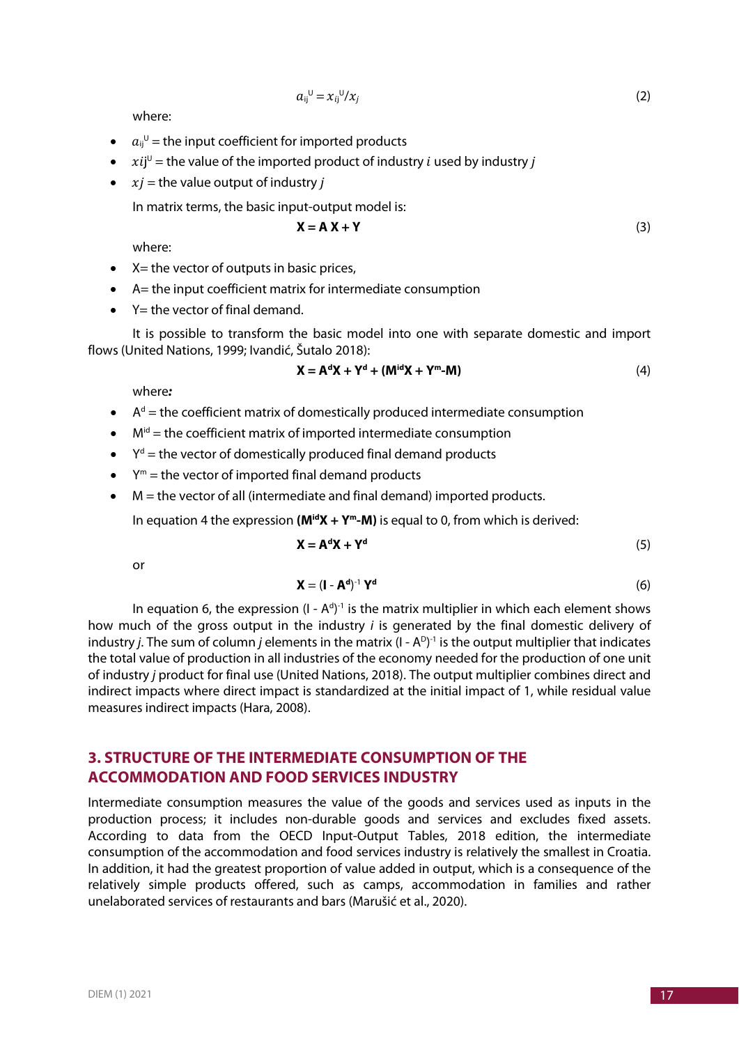$$a_{ij}^{U} = x_{ij}^{U}/x_j \tag{2}$$

where:

- $a_{ij}^{U}$ = the input coefficient for imported products
- $xij^{U}$ = the value of the imported product of industry $i$ used by industry $j$
- $xj$ = the value output of industry $j$

In matrix terms, the basic input-output model is:

$$\mathbf{X = A\,X + Y} \tag{3}$$

where:

- X= the vector of outputs in basic prices,
- A= the input coefficient matrix for intermediate consumption
- Y= the vector of final demand.

It is possible to transform the basic model into one with separate domestic and import flows (United Nations, 1999; Ivandić, Šutalo 2018):

$$\mathbf{X = A^{d}X + Y^{d} + (M^{id}X + Y^{m}\text{-}M)} \tag{4}$$

where***:***

- $A^{d}$ = the coefficient matrix of domestically produced intermediate consumption
- $M^{id}$ = the coefficient matrix of imported intermediate consumption
- $Y^{d}$ = the vector of domestically produced final demand products
- $Y^{m}$ = the vector of imported final demand products
- M = the vector of all (intermediate and final demand) imported products.

In equation 4 the expression $\mathbf{(M^{id}X + Y^{m}\text{-}M)}$ is equal to 0, from which is derived:

$$\mathbf{X = A^{d}X + Y^{d}} \tag{5}$$

or

$$\mathbf{X = (I - A^{d})^{-1}\,Y^{d}} \tag{6}$$

In equation 6, the expression $(I - A^{d})^{-1}$ is the matrix multiplier in which each element shows how much of the gross output in the industry $i$ is generated by the final domestic delivery of industry $j$. The sum of column $j$ elements in the matrix $(I - A^{D})^{-1}$ is the output multiplier that indicates the total value of production in all industries of the economy needed for the production of one unit of industry $j$ product for final use (United Nations, 2018). The output multiplier combines direct and indirect impacts where direct impact is standardized at the initial impact of 1, while residual value measures indirect impacts (Hara, 2008).

## 3. STRUCTURE OF THE INTERMEDIATE CONSUMPTION OF THE ACCOMMODATION AND FOOD SERVICES INDUSTRY

Intermediate consumption measures the value of the goods and services used as inputs in the production process; it includes non-durable goods and services and excludes fixed assets. According to data from the OECD Input-Output Tables, 2018 edition, the intermediate consumption of the accommodation and food services industry is relatively the smallest in Croatia. In addition, it had the greatest proportion of value added in output, which is a consequence of the relatively simple products offered, such as camps, accommodation in families and rather unelaborated services of restaurants and bars (Marušić et al., 2020).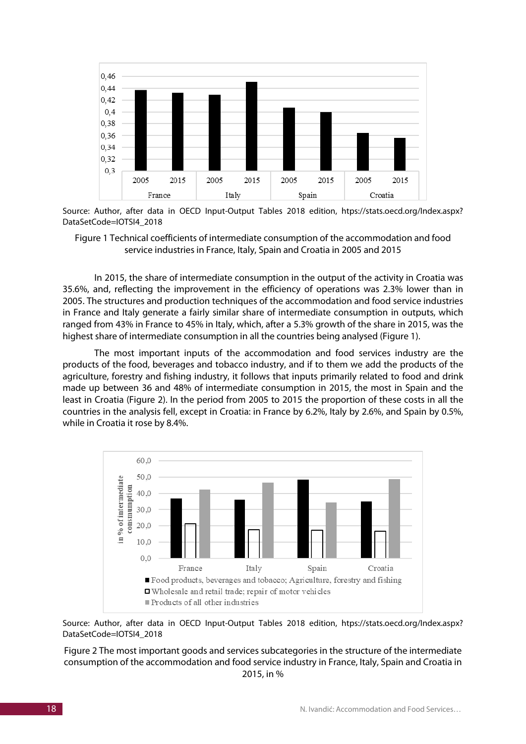Source: Author, after data in OECD Input-Output Tables 2018 edition, https://stats.oecd.org/Index.aspx?DataSetCode=IOTSI4_2018

Figure 1 Technical coefficients of intermediate consumption of the accommodation and food service industries in France, Italy, Spain and Croatia in 2005 and 2015

In 2015, the share of intermediate consumption in the output of the activity in Croatia was 35.6%, and, reflecting the improvement in the efficiency of operations was 2.3% lower than in 2005. The structures and production techniques of the accommodation and food service industries in France and Italy generate a fairly similar share of intermediate consumption in outputs, which ranged from 43% in France to 45% in Italy, which, after a 5.3% growth of the share in 2015, was the highest share of intermediate consumption in all the countries being analysed (Figure 1).

The most important inputs of the accommodation and food services industry are the products of the food, beverages and tobacco industry, and if to them we add the products of the agriculture, forestry and fishing industry, it follows that inputs primarily related to food and drink made up between 36 and 48% of intermediate consumption in 2015, the most in Spain and the least in Croatia (Figure 2). In the period from 2005 to 2015 the proportion of these costs in all the countries in the analysis fell, except in Croatia: in France by 6.2%, Italy by 2.6%, and Spain by 0.5%, while in Croatia it rose by 8.4%.

Source: Author, after data in OECD Input-Output Tables 2018 edition, https://stats.oecd.org/Index.aspx?DataSetCode=IOTSI4_2018

Figure 2 The most important goods and services subcategories in the structure of the intermediate consumption of the accommodation and food service industry in France, Italy, Spain and Croatia in 2015, in %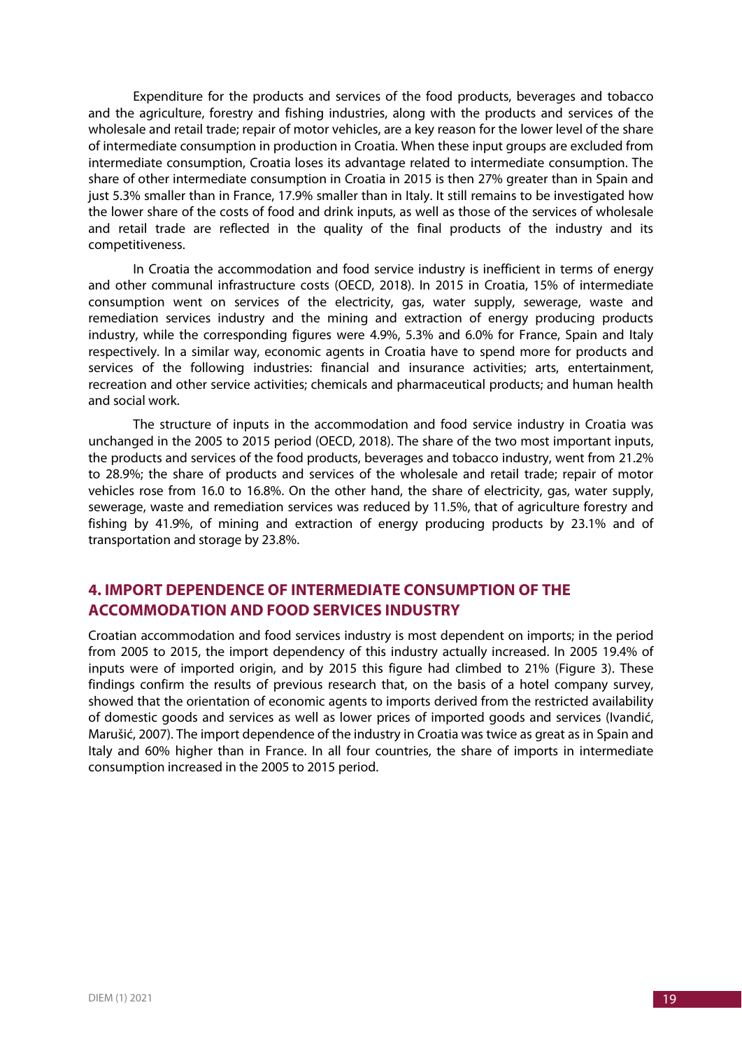Expenditure for the products and services of the food products, beverages and tobacco and the agriculture, forestry and fishing industries, along with the products and services of the wholesale and retail trade; repair of motor vehicles, are a key reason for the lower level of the share of intermediate consumption in production in Croatia. When these input groups are excluded from intermediate consumption, Croatia loses its advantage related to intermediate consumption. The share of other intermediate consumption in Croatia in 2015 is then 27% greater than in Spain and just 5.3% smaller than in France, 17.9% smaller than in Italy. It still remains to be investigated how the lower share of the costs of food and drink inputs, as well as those of the services of wholesale and retail trade are reflected in the quality of the final products of the industry and its competitiveness.

In Croatia the accommodation and food service industry is inefficient in terms of energy and other communal infrastructure costs (OECD, 2018). In 2015 in Croatia, 15% of intermediate consumption went on services of the electricity, gas, water supply, sewerage, waste and remediation services industry and the mining and extraction of energy producing products industry, while the corresponding figures were 4.9%, 5.3% and 6.0% for France, Spain and Italy respectively. In a similar way, economic agents in Croatia have to spend more for products and services of the following industries: financial and insurance activities; arts, entertainment, recreation and other service activities; chemicals and pharmaceutical products; and human health and social work.

The structure of inputs in the accommodation and food service industry in Croatia was unchanged in the 2005 to 2015 period (OECD, 2018). The share of the two most important inputs, the products and services of the food products, beverages and tobacco industry, went from 21.2% to 28.9%; the share of products and services of the wholesale and retail trade; repair of motor vehicles rose from 16.0 to 16.8%. On the other hand, the share of electricity, gas, water supply, sewerage, waste and remediation services was reduced by 11.5%, that of agriculture forestry and fishing by 41.9%, of mining and extraction of energy producing products by 23.1% and of transportation and storage by 23.8%.

## 4. IMPORT DEPENDENCE OF INTERMEDIATE CONSUMPTION OF THE ACCOMMODATION AND FOOD SERVICES INDUSTRY

Croatian accommodation and food services industry is most dependent on imports; in the period from 2005 to 2015, the import dependency of this industry actually increased. In 2005 19.4% of inputs were of imported origin, and by 2015 this figure had climbed to 21% (Figure 3). These findings confirm the results of previous research that, on the basis of a hotel company survey, showed that the orientation of economic agents to imports derived from the restricted availability of domestic goods and services as well as lower prices of imported goods and services (Ivandić, Marušić, 2007). The import dependence of the industry in Croatia was twice as great as in Spain and Italy and 60% higher than in France. In all four countries, the share of imports in intermediate consumption increased in the 2005 to 2015 period.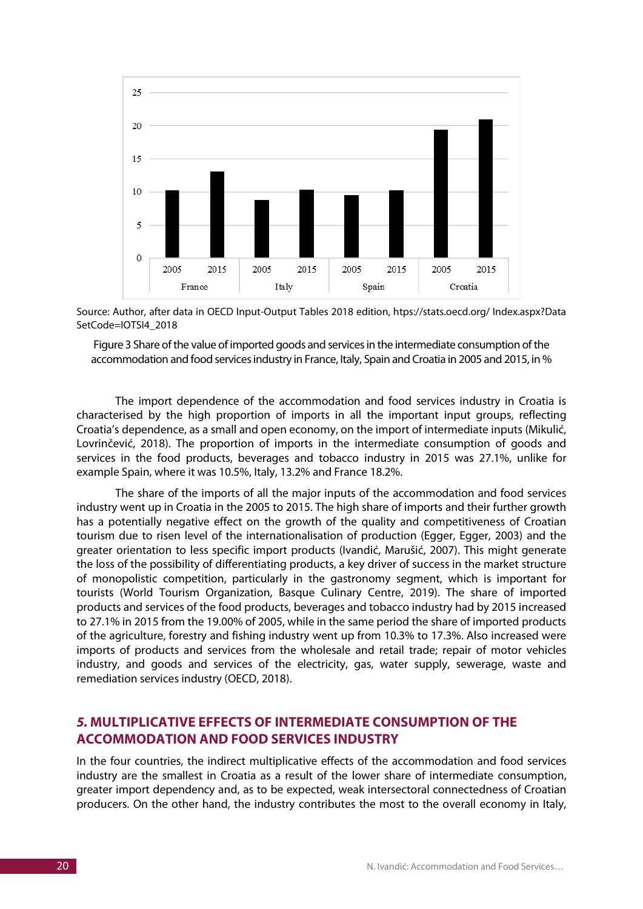Source: Author, after data in OECD Input-Output Tables 2018 edition, https://stats.oecd.org/ Index.aspx?DataSetCode=IOTSI4_2018

Figure 3 Share of the value of imported goods and services in the intermediate consumption of the accommodation and food services industry in France, Italy, Spain and Croatia in 2005 and 2015, in %

The import dependence of the accommodation and food services industry in Croatia is characterised by the high proportion of imports in all the important input groups, reflecting Croatia's dependence, as a small and open economy, on the import of intermediate inputs (Mikulić, Lovrinčević, 2018). The proportion of imports in the intermediate consumption of goods and services in the food products, beverages and tobacco industry in 2015 was 27.1%, unlike for example Spain, where it was 10.5%, Italy, 13.2% and France 18.2%.

The share of the imports of all the major inputs of the accommodation and food services industry went up in Croatia in the 2005 to 2015. The high share of imports and their further growth has a potentially negative effect on the growth of the quality and competitiveness of Croatian tourism due to risen level of the internationalisation of production (Egger, Egger, 2003) and the greater orientation to less specific import products (Ivandić, Marušić, 2007). This might generate the loss of the possibility of differentiating products, a key driver of success in the market structure of monopolistic competition, particularly in the gastronomy segment, which is important for tourists (World Tourism Organization, Basque Culinary Centre, 2019). The share of imported products and services of the food products, beverages and tobacco industry had by 2015 increased to 27.1% in 2015 from the 19.00% of 2005, while in the same period the share of imported products of the agriculture, forestry and fishing industry went up from 10.3% to 17.3%. Also increased were imports of products and services from the wholesale and retail trade; repair of motor vehicles industry, and goods and services of the electricity, gas, water supply, sewerage, waste and remediation services industry (OECD, 2018).

## *5.* MULTIPLICATIVE EFFECTS OF INTERMEDIATE CONSUMPTION OF THE ACCOMMODATION AND FOOD SERVICES INDUSTRY

In the four countries, the indirect multiplicative effects of the accommodation and food services industry are the smallest in Croatia as a result of the lower share of intermediate consumption, greater import dependency and, as to be expected, weak intersectoral connectedness of Croatian producers. On the other hand, the industry contributes the most to the overall economy in Italy,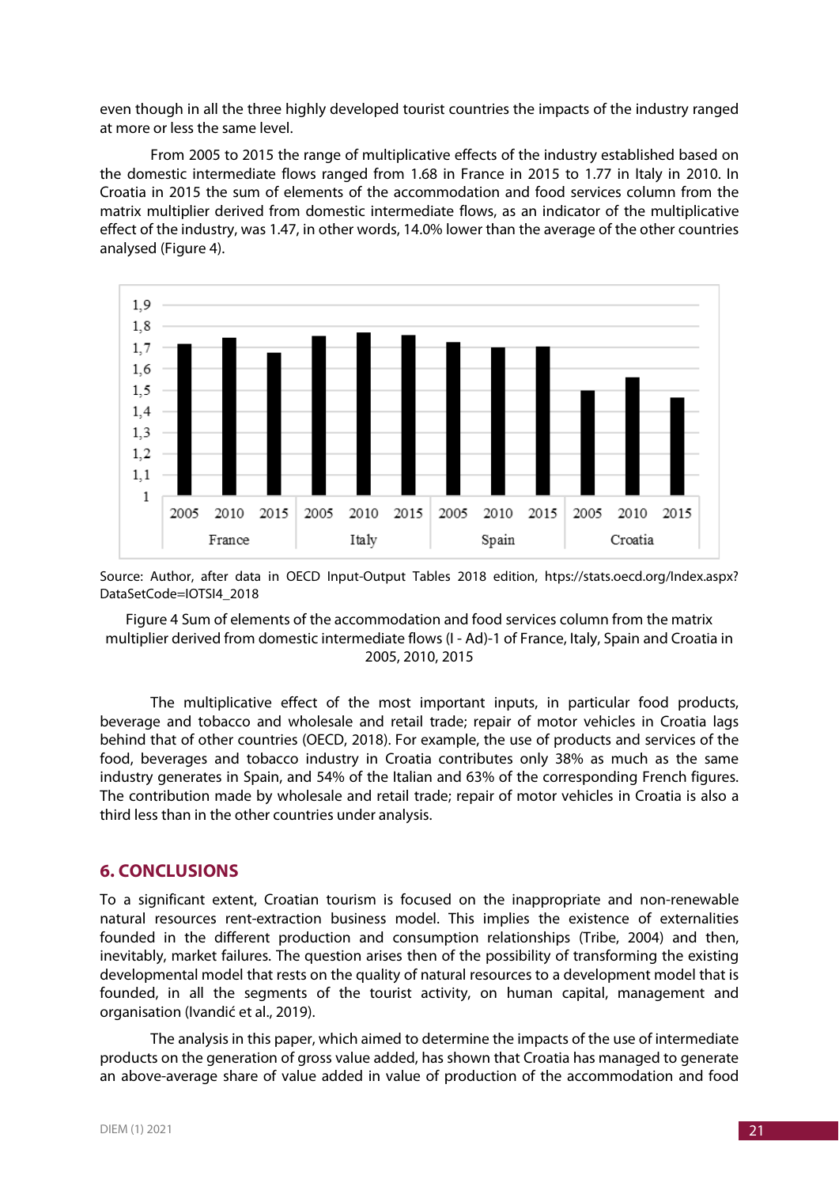even though in all the three highly developed tourist countries the impacts of the industry ranged at more or less the same level.

From 2005 to 2015 the range of multiplicative effects of the industry established based on the domestic intermediate flows ranged from 1.68 in France in 2015 to 1.77 in Italy in 2010. In Croatia in 2015 the sum of elements of the accommodation and food services column from the matrix multiplier derived from domestic intermediate flows, as an indicator of the multiplicative effect of the industry, was 1.47, in other words, 14.0% lower than the average of the other countries analysed (Figure 4).

Source: Author, after data in OECD Input-Output Tables 2018 edition, https://stats.oecd.org/Index.aspx?DataSetCode=IOTSI4_2018

Figure 4 Sum of elements of the accommodation and food services column from the matrix multiplier derived from domestic intermediate flows $(I - Ad)^{-1}$ of France, Italy, Spain and Croatia in 2005, 2010, 2015

The multiplicative effect of the most important inputs, in particular food products, beverage and tobacco and wholesale and retail trade; repair of motor vehicles in Croatia lags behind that of other countries (OECD, 2018). For example, the use of products and services of the food, beverages and tobacco industry in Croatia contributes only 38% as much as the same industry generates in Spain, and 54% of the Italian and 63% of the corresponding French figures. The contribution made by wholesale and retail trade; repair of motor vehicles in Croatia is also a third less than in the other countries under analysis.

## 6. CONCLUSIONS

To a significant extent, Croatian tourism is focused on the inappropriate and non-renewable natural resources rent-extraction business model. This implies the existence of externalities founded in the different production and consumption relationships (Tribe, 2004) and then, inevitably, market failures. The question arises then of the possibility of transforming the existing developmental model that rests on the quality of natural resources to a development model that is founded, in all the segments of the tourist activity, on human capital, management and organisation (Ivandić et al., 2019).

The analysis in this paper, which aimed to determine the impacts of the use of intermediate products on the generation of gross value added, has shown that Croatia has managed to generate an above-average share of value added in value of production of the accommodation and food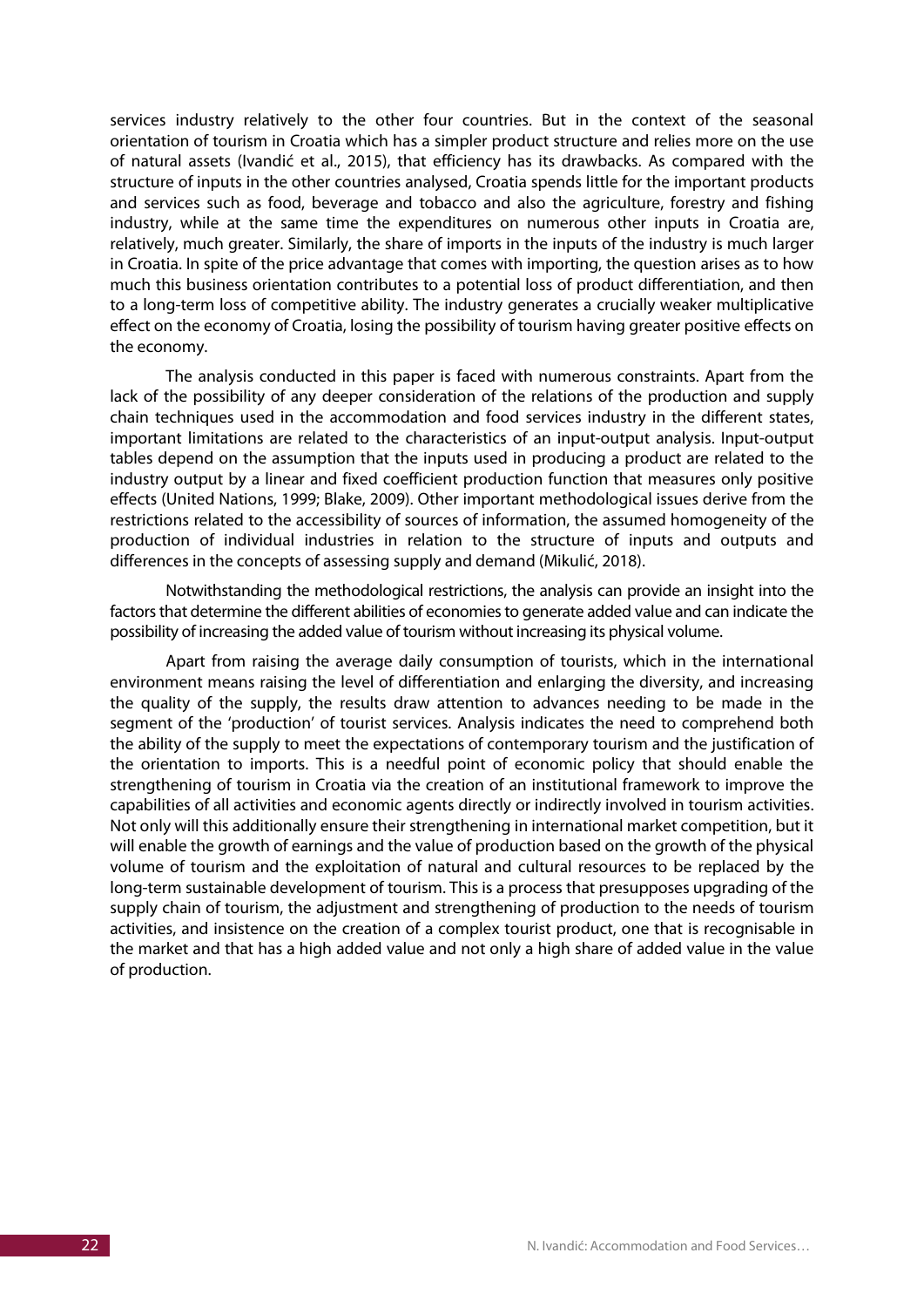services industry relatively to the other four countries. But in the context of the seasonal orientation of tourism in Croatia which has a simpler product structure and relies more on the use of natural assets (Ivandić et al., 2015), that efficiency has its drawbacks. As compared with the structure of inputs in the other countries analysed, Croatia spends little for the important products and services such as food, beverage and tobacco and also the agriculture, forestry and fishing industry, while at the same time the expenditures on numerous other inputs in Croatia are, relatively, much greater. Similarly, the share of imports in the inputs of the industry is much larger in Croatia. In spite of the price advantage that comes with importing, the question arises as to how much this business orientation contributes to a potential loss of product differentiation, and then to a long-term loss of competitive ability. The industry generates a crucially weaker multiplicative effect on the economy of Croatia, losing the possibility of tourism having greater positive effects on the economy.

The analysis conducted in this paper is faced with numerous constraints. Apart from the lack of the possibility of any deeper consideration of the relations of the production and supply chain techniques used in the accommodation and food services industry in the different states, important limitations are related to the characteristics of an input-output analysis. Input-output tables depend on the assumption that the inputs used in producing a product are related to the industry output by a linear and fixed coefficient production function that measures only positive effects (United Nations, 1999; Blake, 2009). Other important methodological issues derive from the restrictions related to the accessibility of sources of information, the assumed homogeneity of the production of individual industries in relation to the structure of inputs and outputs and differences in the concepts of assessing supply and demand (Mikulić, 2018).

Notwithstanding the methodological restrictions, the analysis can provide an insight into the factors that determine the different abilities of economies to generate added value and can indicate the possibility of increasing the added value of tourism without increasing its physical volume.

Apart from raising the average daily consumption of tourists, which in the international environment means raising the level of differentiation and enlarging the diversity, and increasing the quality of the supply, the results draw attention to advances needing to be made in the segment of the 'production' of tourist services. Analysis indicates the need to comprehend both the ability of the supply to meet the expectations of contemporary tourism and the justification of the orientation to imports. This is a needful point of economic policy that should enable the strengthening of tourism in Croatia via the creation of an institutional framework to improve the capabilities of all activities and economic agents directly or indirectly involved in tourism activities. Not only will this additionally ensure their strengthening in international market competition, but it will enable the growth of earnings and the value of production based on the growth of the physical volume of tourism and the exploitation of natural and cultural resources to be replaced by the long-term sustainable development of tourism. This is a process that presupposes upgrading of the supply chain of tourism, the adjustment and strengthening of production to the needs of tourism activities, and insistence on the creation of a complex tourist product, one that is recognisable in the market and that has a high added value and not only a high share of added value in the value of production.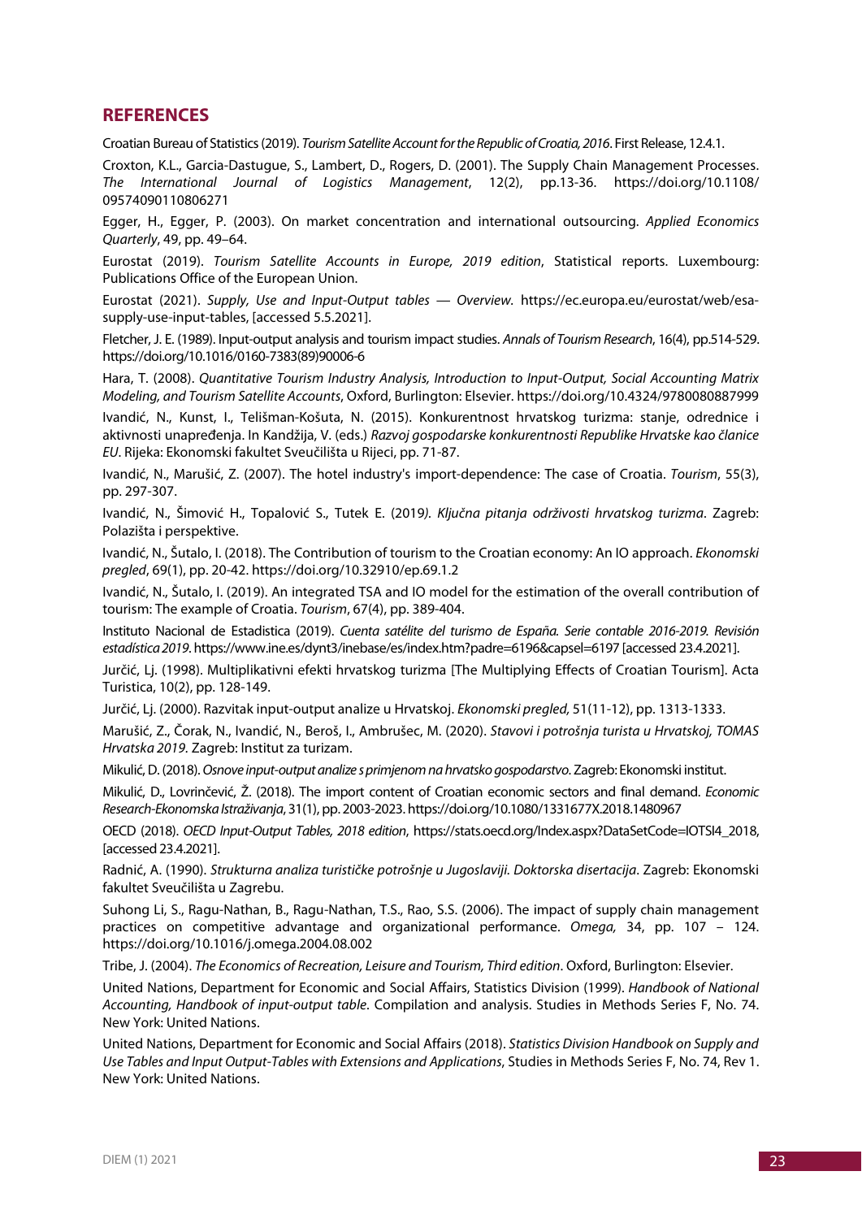## REFERENCES

Croatian Bureau of Statistics (2019). *Tourism Satellite Account for the Republic of Croatia, 2016*. First Release, 12.4.1.

Croxton, K.L., Garcia-Dastugue, S., Lambert, D., Rogers, D. (2001). The Supply Chain Management Processes. *The International Journal of Logistics Management*, 12(2), pp.13-36. https://doi.org/10.1108/09574090110806271

Egger, H., Egger, P. (2003). On market concentration and international outsourcing. *Applied Economics Quarterly*, 49, pp. 49–64.

Eurostat (2019). *Tourism Satellite Accounts in Europe, 2019 edition*, Statistical reports. Luxembourg: Publications Office of the European Union.

Eurostat (2021). *Supply, Use and Input-Output tables — Overview*. https://ec.europa.eu/eurostat/web/esa-supply-use-input-tables, [accessed 5.5.2021].

Fletcher, J. E. (1989). Input-output analysis and tourism impact studies. *Annals of Tourism Research*, 16(4), pp.514-529. https://doi.org/10.1016/0160-7383(89)90006-6

Hara, T. (2008). *Quantitative Tourism Industry Analysis, Introduction to Input-Output, Social Accounting Matrix Modeling, and Tourism Satellite Accounts*, Oxford, Burlington: Elsevier. https://doi.org/10.4324/9780080887999

Ivandić, N., Kunst, I., Telišman-Košuta, N. (2015). Konkurentnost hrvatskog turizma: stanje, odrednice i aktivnosti unapređenja. In Kandžija, V. (eds.) *Razvoj gospodarske konkurentnosti Republike Hrvatske kao članice EU*. Rijeka: Ekonomski fakultet Sveučilišta u Rijeci, pp. 71-87.

Ivandić, N., Marušić, Z. (2007). The hotel industry's import-dependence: The case of Croatia. *Tourism*, 55(3), pp. 297-307.

Ivandić, N., Šimović H., Topalović S., Tutek E. (2019). *Ključna pitanja održivosti hrvatskog turizma*. Zagreb: Polazišta i perspektive.

Ivandić, N., Šutalo, I. (2018). The Contribution of tourism to the Croatian economy: An IO approach. *Ekonomski pregled*, 69(1), pp. 20-42. https://doi.org/10.32910/ep.69.1.2

Ivandić, N., Šutalo, I. (2019). An integrated TSA and IO model for the estimation of the overall contribution of tourism: The example of Croatia. *Tourism*, 67(4), pp. 389-404.

Instituto Nacional de Estadistica (2019). *Cuenta satélite del turismo de España. Serie contable 2016-2019. Revisión estadística 2019*. https://www.ine.es/dynt3/inebase/es/index.htm?padre=6196&capsel=6197 [accessed 23.4.2021].

Jurčić, Lj. (1998). Multiplikativni efekti hrvatskog turizma [The Multiplying Effects of Croatian Tourism]. Acta Turistica, 10(2), pp. 128-149.

Jurčić, Lj. (2000). Razvitak input-output analize u Hrvatskoj. *Ekonomski pregled*, 51(11-12), pp. 1313-1333.

Marušić, Z., Čorak, N., Ivandić, N., Beroš, I., Ambrušec, M. (2020). *Stavovi i potrošnja turista u Hrvatskoj, TOMAS Hrvatska 2019*. Zagreb: Institut za turizam.

Mikulić, D. (2018). *Osnove input-output analize s primjenom na hrvatsko gospodarstvo*. Zagreb: Ekonomski institut.

Mikulić, D., Lovrinčević, Ž. (2018). The import content of Croatian economic sectors and final demand. *Economic Research-Ekonomska Istraživanja*, 31(1), pp. 2003-2023. https://doi.org/10.1080/1331677X.2018.1480967

OECD (2018). *OECD Input-Output Tables, 2018 edition*, https://stats.oecd.org/Index.aspx?DataSetCode=IOTSI4_2018, [accessed 23.4.2021].

Radnić, A. (1990). *Strukturna analiza turističke potrošnje u Jugoslaviji. Doktorska disertacija*. Zagreb: Ekonomski fakultet Sveučilišta u Zagrebu.

Suhong Li, S., Ragu-Nathan, B., Ragu-Nathan, T.S., Rao, S.S. (2006). The impact of supply chain management practices on competitive advantage and organizational performance. *Omega,* 34, pp. 107 – 124. https://doi.org/10.1016/j.omega.2004.08.002

Tribe, J. (2004). *The Economics of Recreation, Leisure and Tourism, Third edition*. Oxford, Burlington: Elsevier.

United Nations, Department for Economic and Social Affairs, Statistics Division (1999). *Handbook of National Accounting, Handbook of input-output table*. Compilation and analysis. Studies in Methods Series F, No. 74. New York: United Nations.

United Nations, Department for Economic and Social Affairs (2018). *Statistics Division Handbook on Supply and Use Tables and Input Output-Tables with Extensions and Applications*, Studies in Methods Series F, No. 74, Rev 1. New York: United Nations.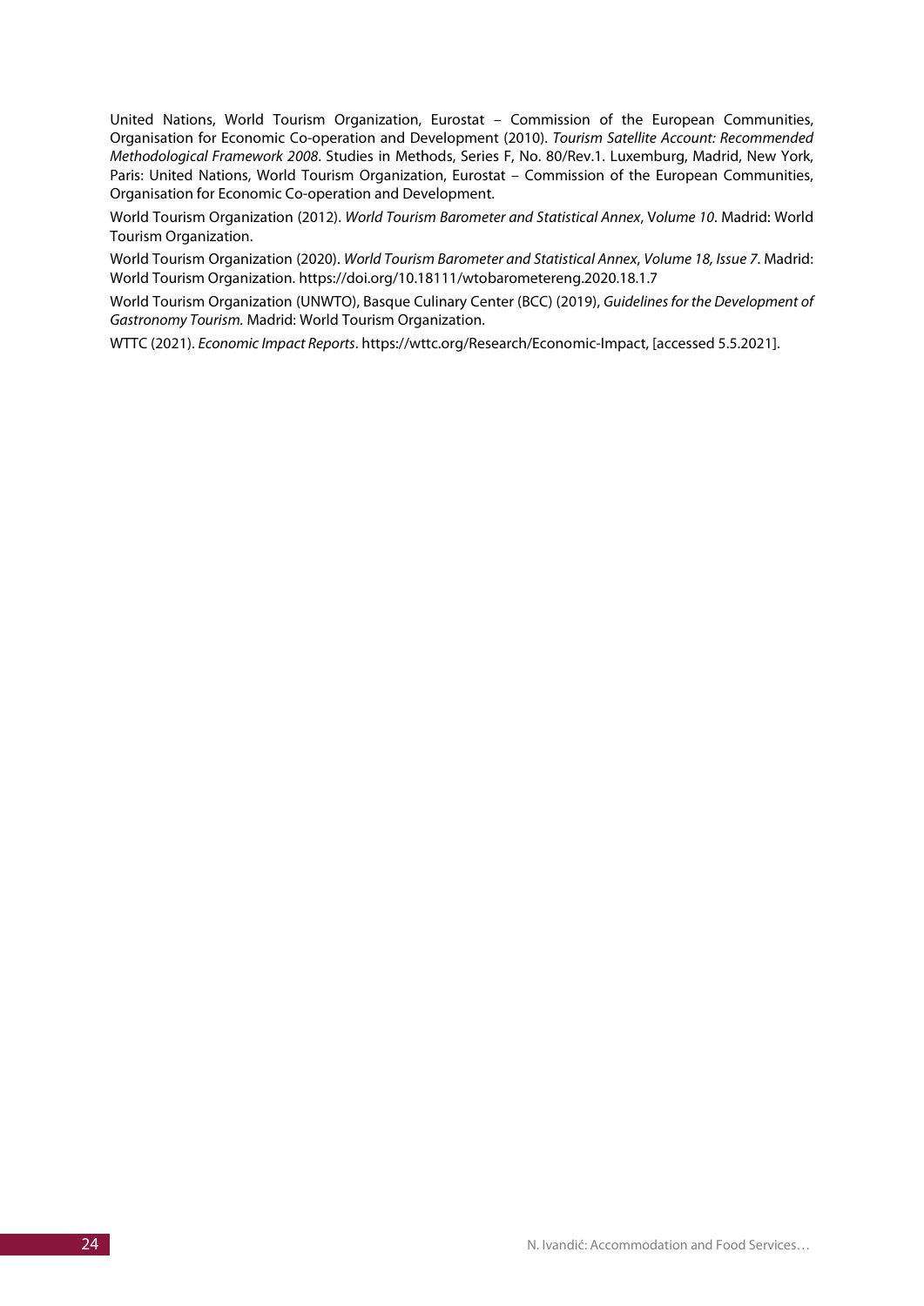United Nations, World Tourism Organization, Eurostat – Commission of the European Communities, Organisation for Economic Co-operation and Development (2010). *Tourism Satellite Account: Recommended Methodological Framework 2008*. Studies in Methods, Series F, No. 80/Rev.1. Luxemburg, Madrid, New York, Paris: United Nations, World Tourism Organization, Eurostat – Commission of the European Communities, Organisation for Economic Co-operation and Development.

World Tourism Organization (2012). *World Tourism Barometer and Statistical Annex*, V*olume 10*. Madrid: World Tourism Organization.

World Tourism Organization (2020). *World Tourism Barometer and Statistical Annex*, *Volume 18, Issue 7*. Madrid: World Tourism Organization. https://doi.org/10.18111/wtobarometereng.2020.18.1.7

World Tourism Organization (UNWTO), Basque Culinary Center (BCC) (2019), *Guidelines for the Development of Gastronomy Tourism.* Madrid: World Tourism Organization.

WTTC (2021). *Economic Impact Reports*. https://wttc.org/Research/Economic-Impact, [accessed 5.5.2021].